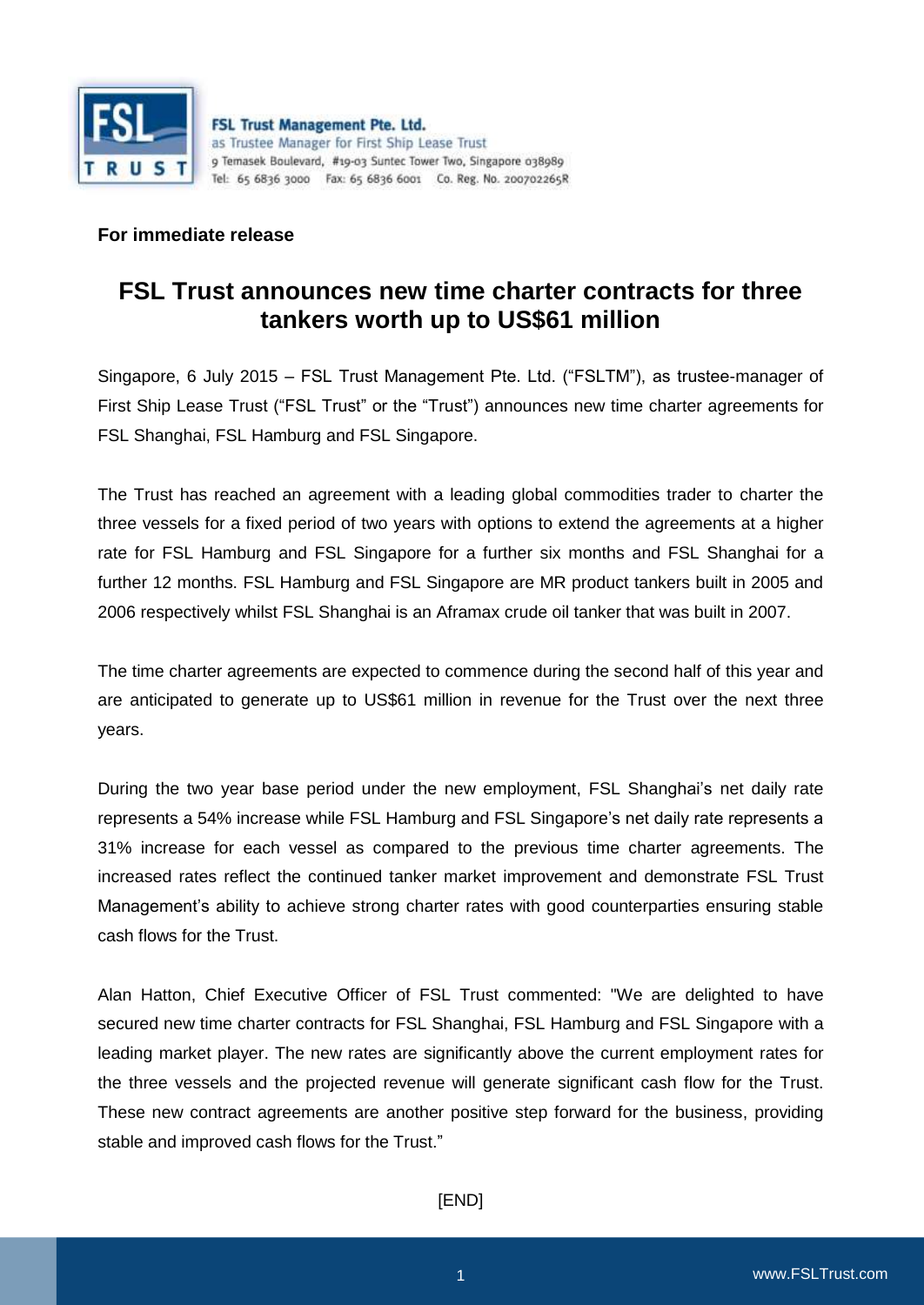FSL Trust Management Pte. Ltd.
as Trustee Manager for First Ship Lease Trust
9 Temasek Boulevard, #19-03 Suntec Tower Two, Singapore 038989
Tel: 65 6836 3000 Fax: 65 6836 6001 Co. Reg. No. 200702265R

**For immediate release**

# FSL Trust announces new time charter contracts for three tankers worth up to US$61 million

Singapore, 6 July 2015 – FSL Trust Management Pte. Ltd. ("FSLTM"), as trustee-manager of First Ship Lease Trust ("FSL Trust" or the "Trust") announces new time charter agreements for FSL Shanghai, FSL Hamburg and FSL Singapore.

The Trust has reached an agreement with a leading global commodities trader to charter the three vessels for a fixed period of two years with options to extend the agreements at a higher rate for FSL Hamburg and FSL Singapore for a further six months and FSL Shanghai for a further 12 months. FSL Hamburg and FSL Singapore are MR product tankers built in 2005 and 2006 respectively whilst FSL Shanghai is an Aframax crude oil tanker that was built in 2007.

The time charter agreements are expected to commence during the second half of this year and are anticipated to generate up to US$61 million in revenue for the Trust over the next three years.

During the two year base period under the new employment, FSL Shanghai's net daily rate represents a 54% increase while FSL Hamburg and FSL Singapore's net daily rate represents a 31% increase for each vessel as compared to the previous time charter agreements. The increased rates reflect the continued tanker market improvement and demonstrate FSL Trust Management's ability to achieve strong charter rates with good counterparties ensuring stable cash flows for the Trust.

Alan Hatton, Chief Executive Officer of FSL Trust commented: "We are delighted to have secured new time charter contracts for FSL Shanghai, FSL Hamburg and FSL Singapore with a leading market player. The new rates are significantly above the current employment rates for the three vessels and the projected revenue will generate significant cash flow for the Trust. These new contract agreements are another positive step forward for the business, providing stable and improved cash flows for the Trust."

[END]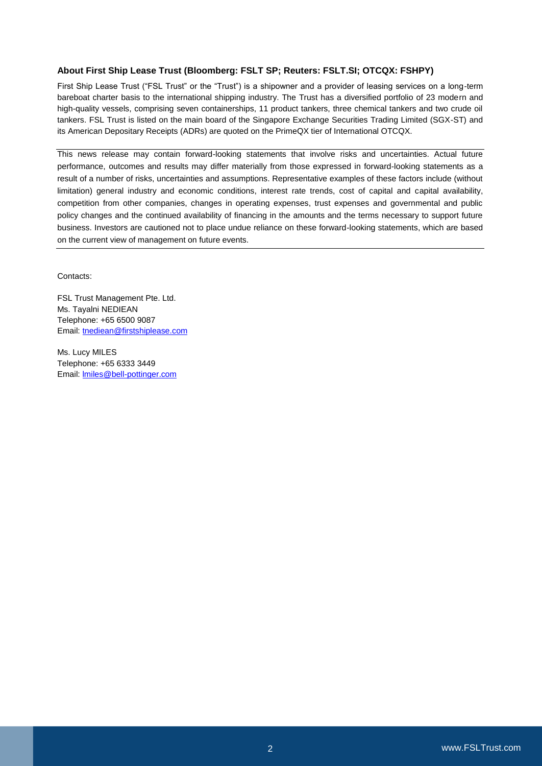### About First Ship Lease Trust (Bloomberg: FSLT SP; Reuters: FSLT.SI; OTCQX: FSHPY)

First Ship Lease Trust ("FSL Trust" or the "Trust") is a shipowner and a provider of leasing services on a long-term bareboat charter basis to the international shipping industry. The Trust has a diversified portfolio of 23 modern and high-quality vessels, comprising seven containerships, 11 product tankers, three chemical tankers and two crude oil tankers. FSL Trust is listed on the main board of the Singapore Exchange Securities Trading Limited (SGX-ST) and its American Depositary Receipts (ADRs) are quoted on the PrimeQX tier of International OTCQX.

---

This news release may contain forward-looking statements that involve risks and uncertainties. Actual future performance, outcomes and results may differ materially from those expressed in forward-looking statements as a result of a number of risks, uncertainties and assumptions. Representative examples of these factors include (without limitation) general industry and economic conditions, interest rate trends, cost of capital and capital availability, competition from other companies, changes in operating expenses, trust expenses and governmental and public policy changes and the continued availability of financing in the amounts and the terms necessary to support future business. Investors are cautioned not to place undue reliance on these forward-looking statements, which are based on the current view of management on future events.

---

Contacts:

FSL Trust Management Pte. Ltd.
Ms. Tayalni NEDIEAN
Telephone: +65 6500 9087
Email: tnediean@firstshiplease.com

Ms. Lucy MILES
Telephone: +65 6333 3449
Email: lmiles@bell-pottinger.com